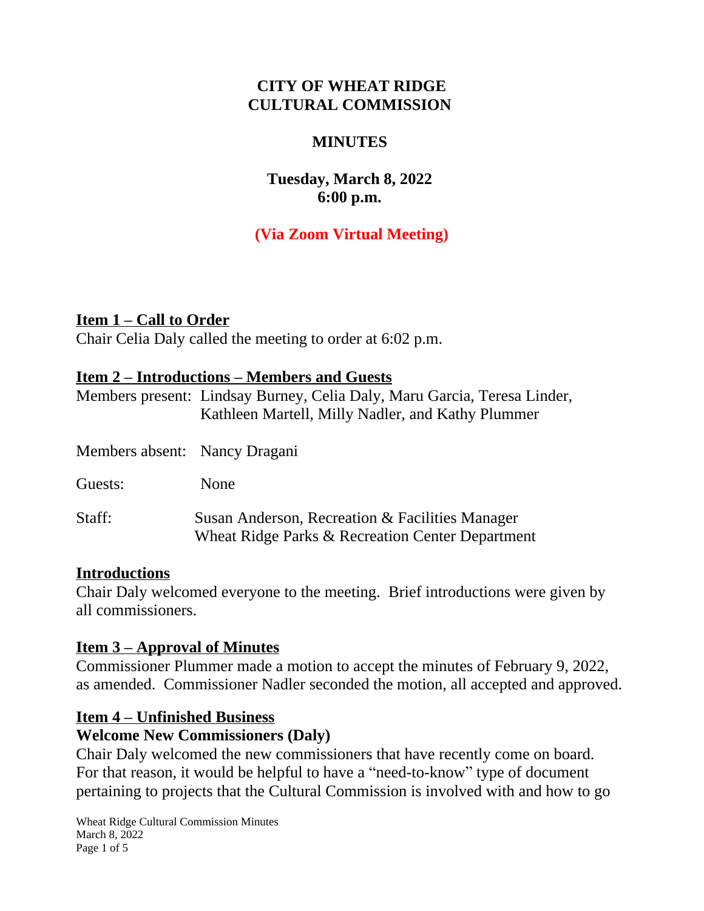# CITY OF WHEAT RIDGE
# CULTURAL COMMISSION

## MINUTES

### Tuesday, March 8, 2022
### 6:00 p.m.

### (Via Zoom Virtual Meeting)

**Item 1 – Call to Order**

Chair Celia Daly called the meeting to order at 6:02 p.m.

**Item 2 – Introductions – Members and Guests**

Members present: Lindsay Burney, Celia Daly, Maru Garcia, Teresa Linder, Kathleen Martell, Milly Nadler, and Kathy Plummer

Members absent: Nancy Dragani

Guests: None

Staff: Susan Anderson, Recreation & Facilities Manager
Wheat Ridge Parks & Recreation Center Department

**Introductions**

Chair Daly welcomed everyone to the meeting. Brief introductions were given by all commissioners.

**Item 3 – Approval of Minutes**

Commissioner Plummer made a motion to accept the minutes of February 9, 2022, as amended. Commissioner Nadler seconded the motion, all accepted and approved.

**Item 4 – Unfinished Business**

**Welcome New Commissioners (Daly)**

Chair Daly welcomed the new commissioners that have recently come on board. For that reason, it would be helpful to have a "need-to-know" type of document pertaining to projects that the Cultural Commission is involved with and how to go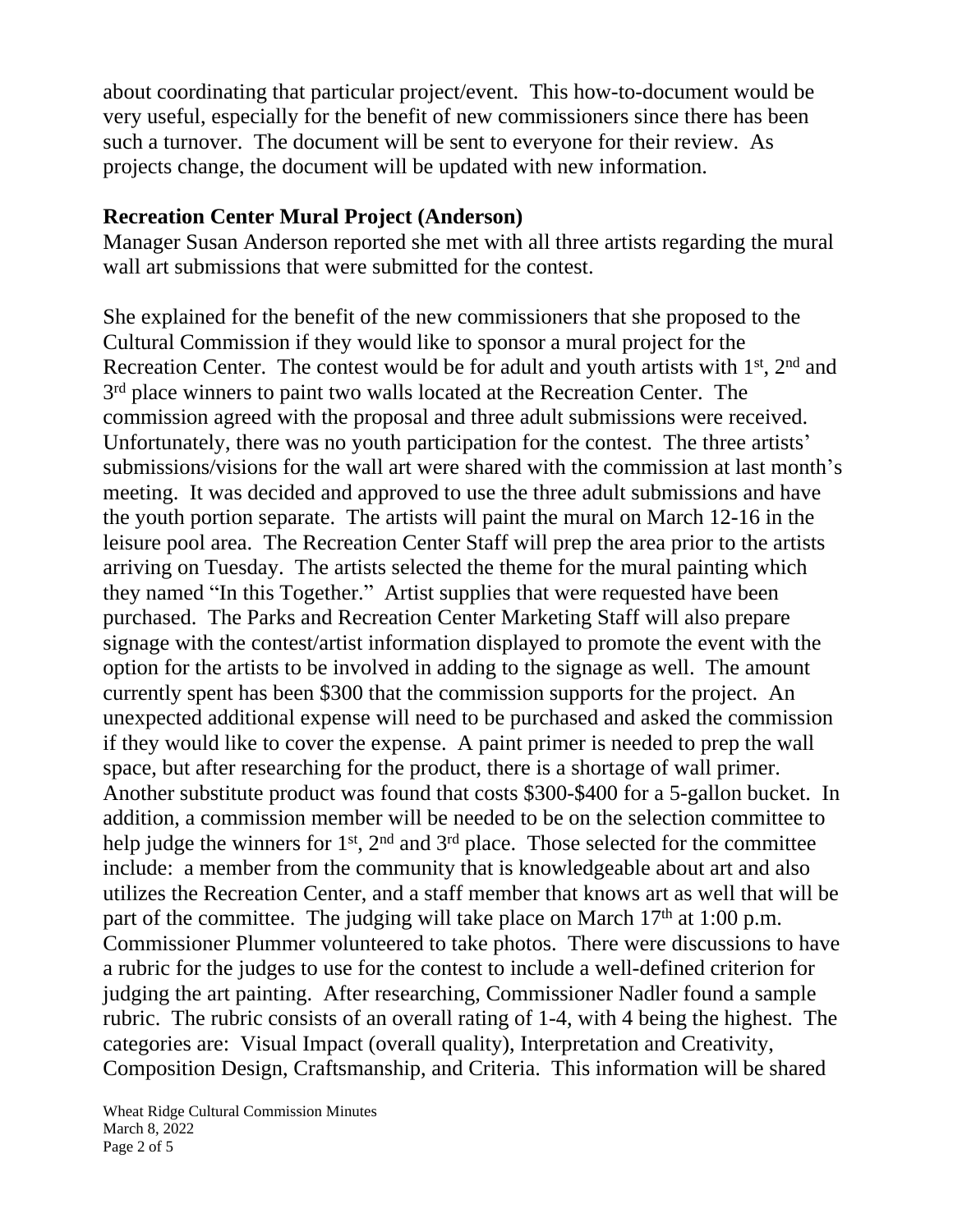about coordinating that particular project/event. This how-to-document would be very useful, especially for the benefit of new commissioners since there has been such a turnover. The document will be sent to everyone for their review. As projects change, the document will be updated with new information.

**Recreation Center Mural Project (Anderson)**

Manager Susan Anderson reported she met with all three artists regarding the mural wall art submissions that were submitted for the contest.

She explained for the benefit of the new commissioners that she proposed to the Cultural Commission if they would like to sponsor a mural project for the Recreation Center. The contest would be for adult and youth artists with 1st, 2nd and 3rd place winners to paint two walls located at the Recreation Center. The commission agreed with the proposal and three adult submissions were received. Unfortunately, there was no youth participation for the contest. The three artists' submissions/visions for the wall art were shared with the commission at last month's meeting. It was decided and approved to use the three adult submissions and have the youth portion separate. The artists will paint the mural on March 12-16 in the leisure pool area. The Recreation Center Staff will prep the area prior to the artists arriving on Tuesday. The artists selected the theme for the mural painting which they named "In this Together." Artist supplies that were requested have been purchased. The Parks and Recreation Center Marketing Staff will also prepare signage with the contest/artist information displayed to promote the event with the option for the artists to be involved in adding to the signage as well. The amount currently spent has been $300 that the commission supports for the project. An unexpected additional expense will need to be purchased and asked the commission if they would like to cover the expense. A paint primer is needed to prep the wall space, but after researching for the product, there is a shortage of wall primer. Another substitute product was found that costs $300-$400 for a 5-gallon bucket. In addition, a commission member will be needed to be on the selection committee to help judge the winners for 1st, 2nd and 3rd place. Those selected for the committee include: a member from the community that is knowledgeable about art and also utilizes the Recreation Center, and a staff member that knows art as well that will be part of the committee. The judging will take place on March 17th at 1:00 p.m. Commissioner Plummer volunteered to take photos. There were discussions to have a rubric for the judges to use for the contest to include a well-defined criterion for judging the art painting. After researching, Commissioner Nadler found a sample rubric. The rubric consists of an overall rating of 1-4, with 4 being the highest. The categories are: Visual Impact (overall quality), Interpretation and Creativity, Composition Design, Craftsmanship, and Criteria. This information will be shared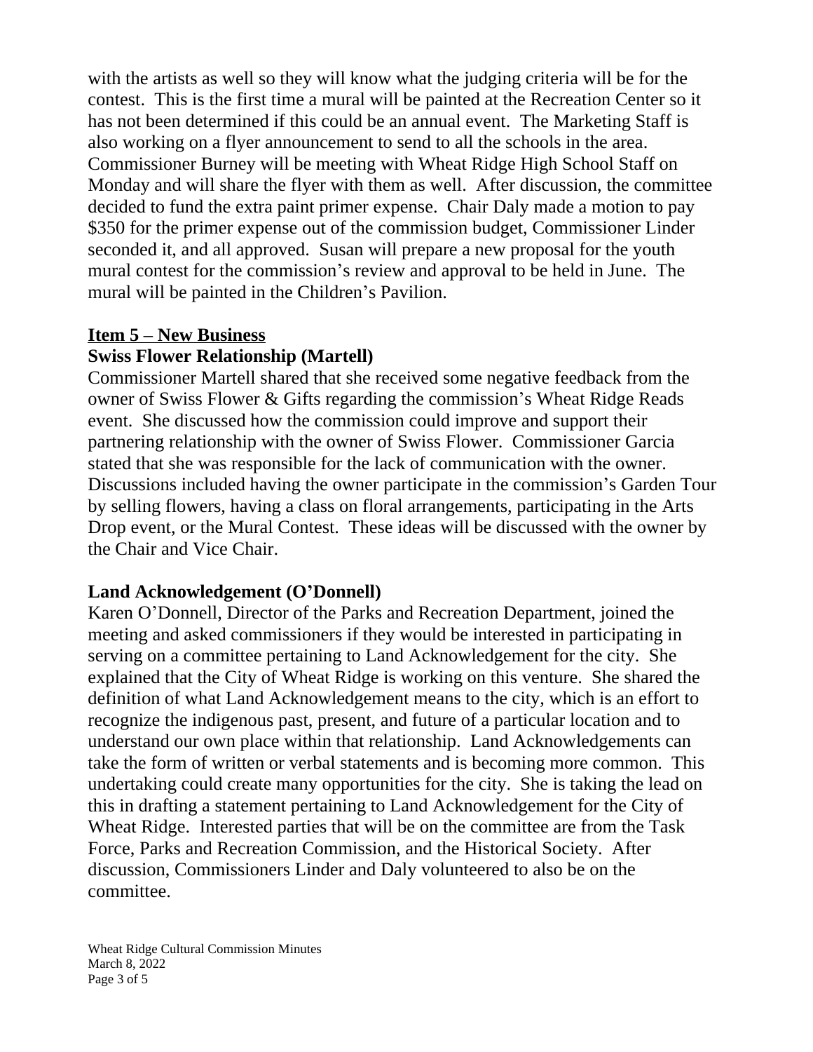with the artists as well so they will know what the judging criteria will be for the contest. This is the first time a mural will be painted at the Recreation Center so it has not been determined if this could be an annual event. The Marketing Staff is also working on a flyer announcement to send to all the schools in the area. Commissioner Burney will be meeting with Wheat Ridge High School Staff on Monday and will share the flyer with them as well. After discussion, the committee decided to fund the extra paint primer expense. Chair Daly made a motion to pay $350 for the primer expense out of the commission budget, Commissioner Linder seconded it, and all approved. Susan will prepare a new proposal for the youth mural contest for the commission's review and approval to be held in June. The mural will be painted in the Children's Pavilion.

## Item 5 – New Business

### Swiss Flower Relationship (Martell)

Commissioner Martell shared that she received some negative feedback from the owner of Swiss Flower & Gifts regarding the commission's Wheat Ridge Reads event. She discussed how the commission could improve and support their partnering relationship with the owner of Swiss Flower. Commissioner Garcia stated that she was responsible for the lack of communication with the owner. Discussions included having the owner participate in the commission's Garden Tour by selling flowers, having a class on floral arrangements, participating in the Arts Drop event, or the Mural Contest. These ideas will be discussed with the owner by the Chair and Vice Chair.

### Land Acknowledgement (O'Donnell)

Karen O'Donnell, Director of the Parks and Recreation Department, joined the meeting and asked commissioners if they would be interested in participating in serving on a committee pertaining to Land Acknowledgement for the city. She explained that the City of Wheat Ridge is working on this venture. She shared the definition of what Land Acknowledgement means to the city, which is an effort to recognize the indigenous past, present, and future of a particular location and to understand our own place within that relationship. Land Acknowledgements can take the form of written or verbal statements and is becoming more common. This undertaking could create many opportunities for the city. She is taking the lead on this in drafting a statement pertaining to Land Acknowledgement for the City of Wheat Ridge. Interested parties that will be on the committee are from the Task Force, Parks and Recreation Commission, and the Historical Society. After discussion, Commissioners Linder and Daly volunteered to also be on the committee.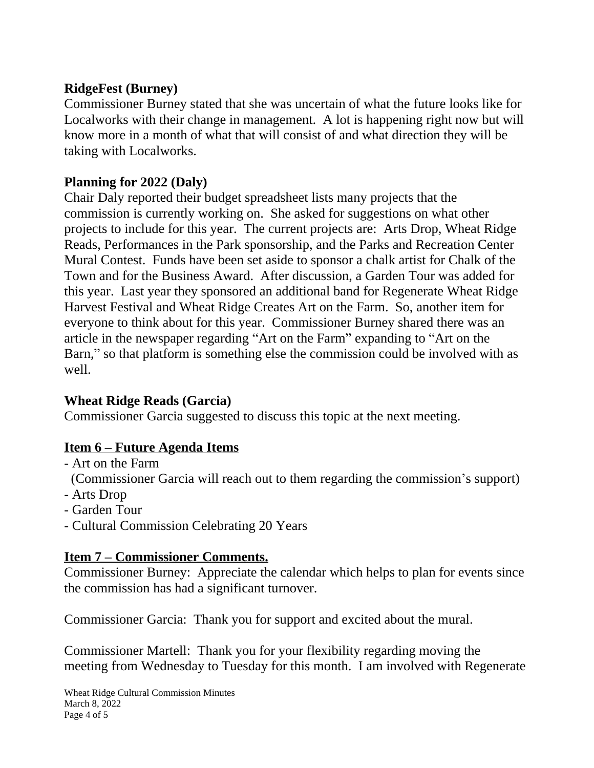**RidgeFest (Burney)**
Commissioner Burney stated that she was uncertain of what the future looks like for Localworks with their change in management. A lot is happening right now but will know more in a month of what that will consist of and what direction they will be taking with Localworks.

**Planning for 2022 (Daly)**
Chair Daly reported their budget spreadsheet lists many projects that the commission is currently working on. She asked for suggestions on what other projects to include for this year. The current projects are: Arts Drop, Wheat Ridge Reads, Performances in the Park sponsorship, and the Parks and Recreation Center Mural Contest. Funds have been set aside to sponsor a chalk artist for Chalk of the Town and for the Business Award. After discussion, a Garden Tour was added for this year. Last year they sponsored an additional band for Regenerate Wheat Ridge Harvest Festival and Wheat Ridge Creates Art on the Farm. So, another item for everyone to think about for this year. Commissioner Burney shared there was an article in the newspaper regarding "Art on the Farm" expanding to "Art on the Barn," so that platform is something else the commission could be involved with as well.

**Wheat Ridge Reads (Garcia)**
Commissioner Garcia suggested to discuss this topic at the next meeting.

## Item 6 – Future Agenda Items

- Art on the Farm
  (Commissioner Garcia will reach out to them regarding the commission's support)
- Arts Drop
- Garden Tour
- Cultural Commission Celebrating 20 Years

## Item 7 – Commissioner Comments.

Commissioner Burney: Appreciate the calendar which helps to plan for events since the commission has had a significant turnover.

Commissioner Garcia: Thank you for support and excited about the mural.

Commissioner Martell: Thank you for your flexibility regarding moving the meeting from Wednesday to Tuesday for this month. I am involved with Regenerate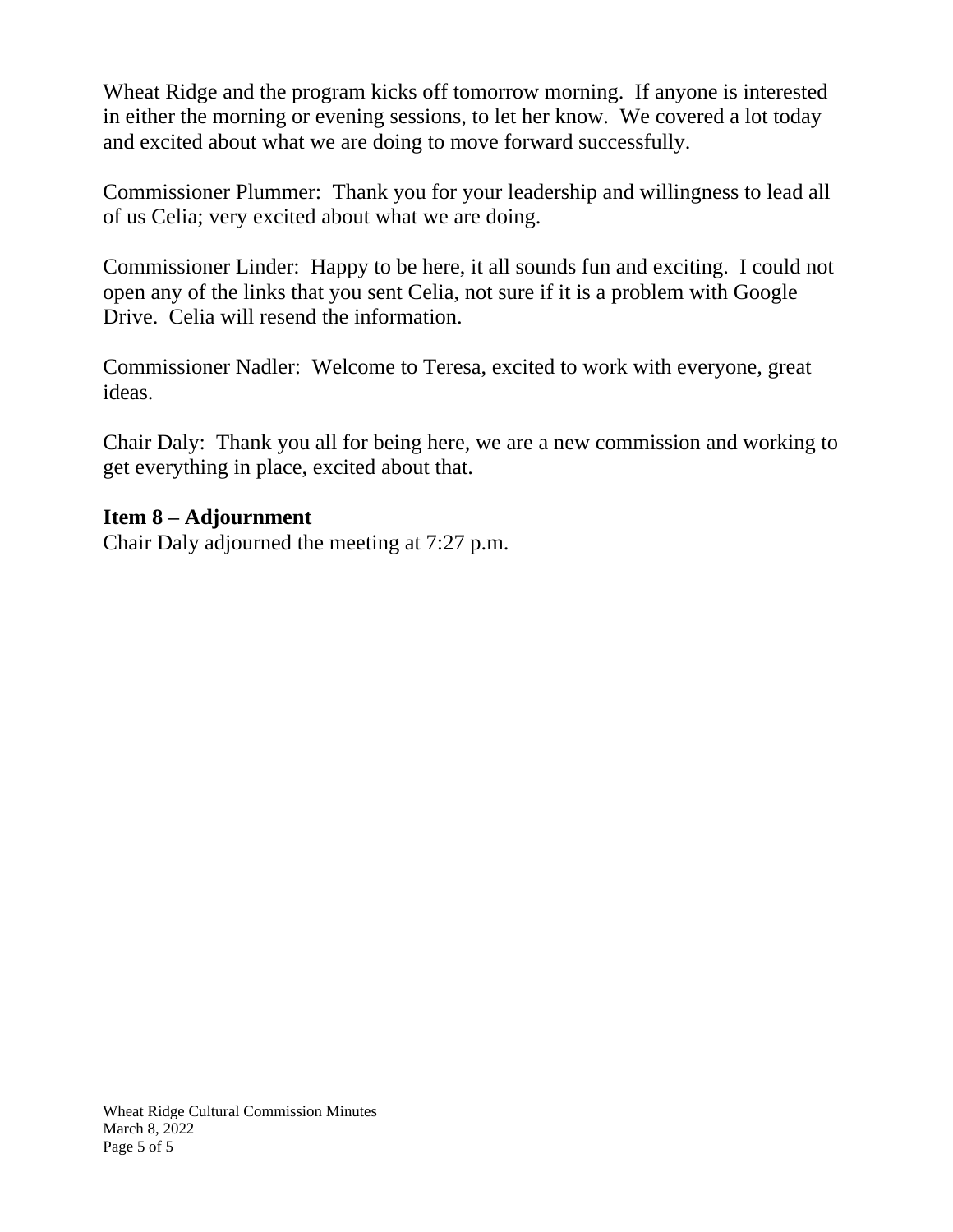Wheat Ridge and the program kicks off tomorrow morning. If anyone is interested in either the morning or evening sessions, to let her know. We covered a lot today and excited about what we are doing to move forward successfully.

Commissioner Plummer: Thank you for your leadership and willingness to lead all of us Celia; very excited about what we are doing.

Commissioner Linder: Happy to be here, it all sounds fun and exciting. I could not open any of the links that you sent Celia, not sure if it is a problem with Google Drive. Celia will resend the information.

Commissioner Nadler: Welcome to Teresa, excited to work with everyone, great ideas.

Chair Daly: Thank you all for being here, we are a new commission and working to get everything in place, excited about that.

**Item 8 – Adjournment**

Chair Daly adjourned the meeting at 7:27 p.m.